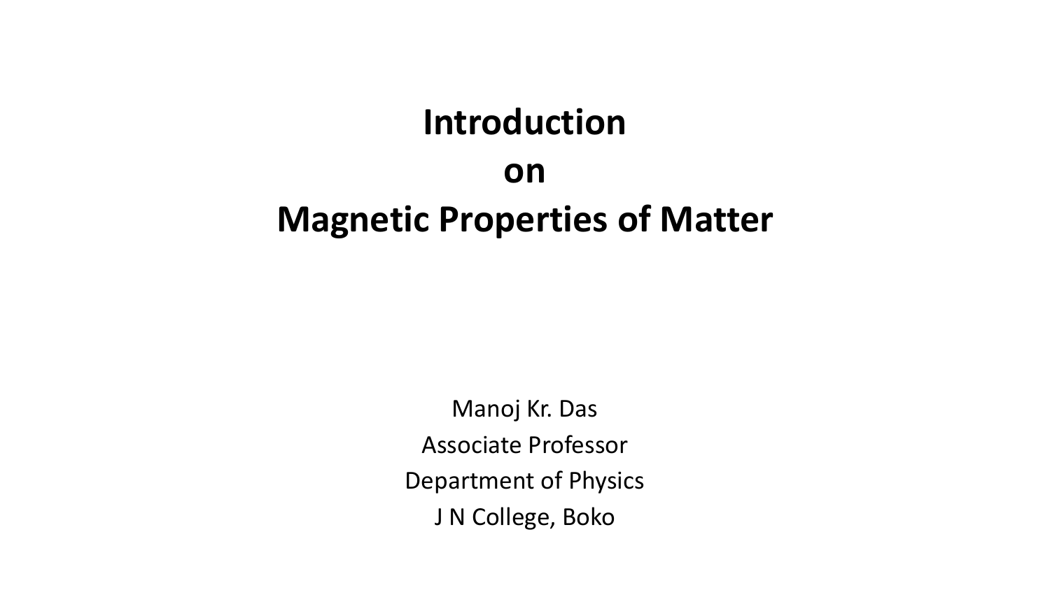# Introduction
# on
# Magnetic Properties of Matter

Manoj Kr. Das

Associate Professor

Department of Physics

J N College, Boko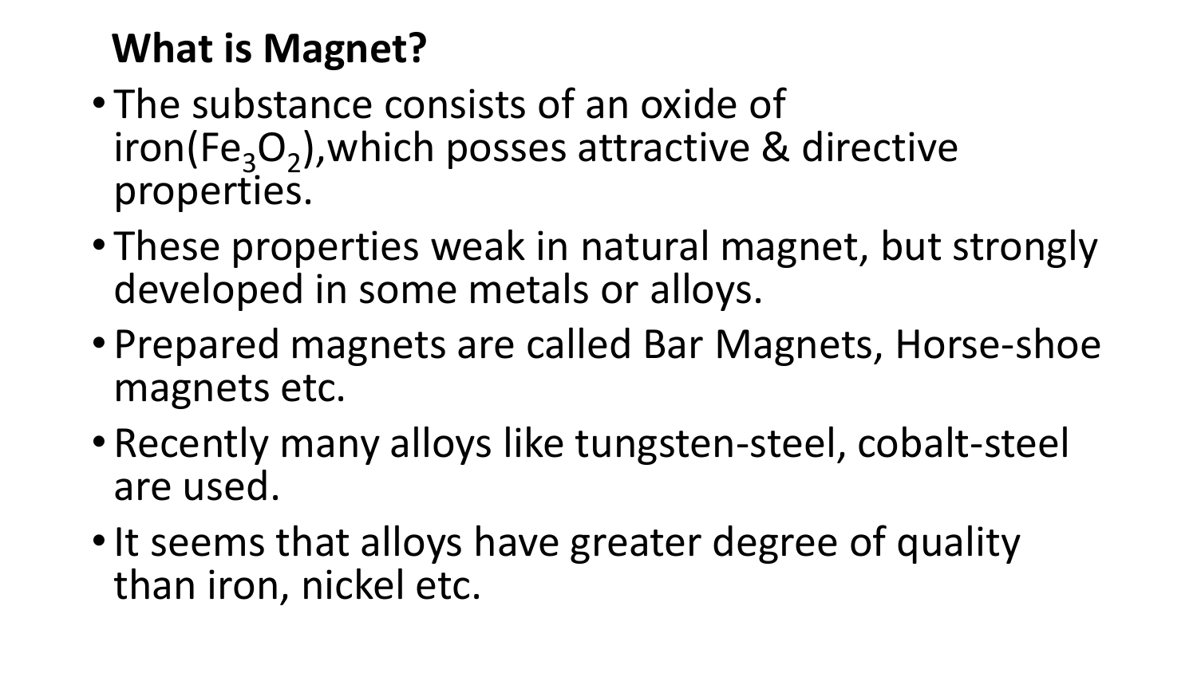## What is Magnet?

- The substance consists of an oxide of iron($Fe_3O_2$),which posses attractive & directive properties.
- These properties weak in natural magnet, but strongly developed in some metals or alloys.
- Prepared magnets are called Bar Magnets, Horse-shoe magnets etc.
- Recently many alloys like tungsten-steel, cobalt-steel are used.
- It seems that alloys have greater degree of quality than iron, nickel etc.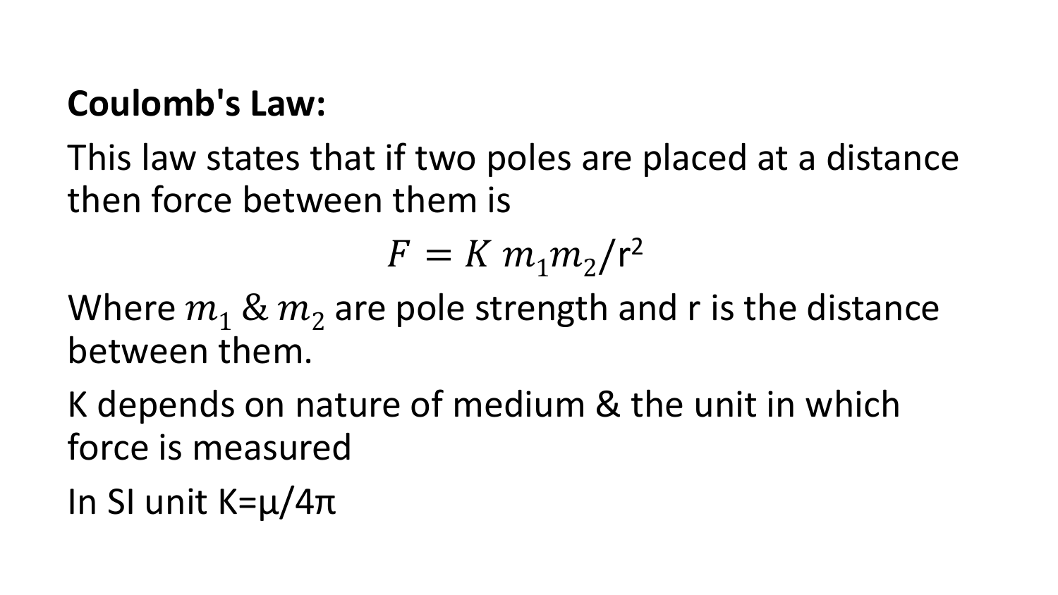**Coulomb's Law:**

This law states that if two poles are placed at a distance then force between them is

$$F = K\, m_1 m_2 / r^2$$

Where $m_1$ & $m_2$ are pole strength and r is the distance between them.

K depends on nature of medium & the unit in which force is measured

In SI unit $K = \mu / 4\pi$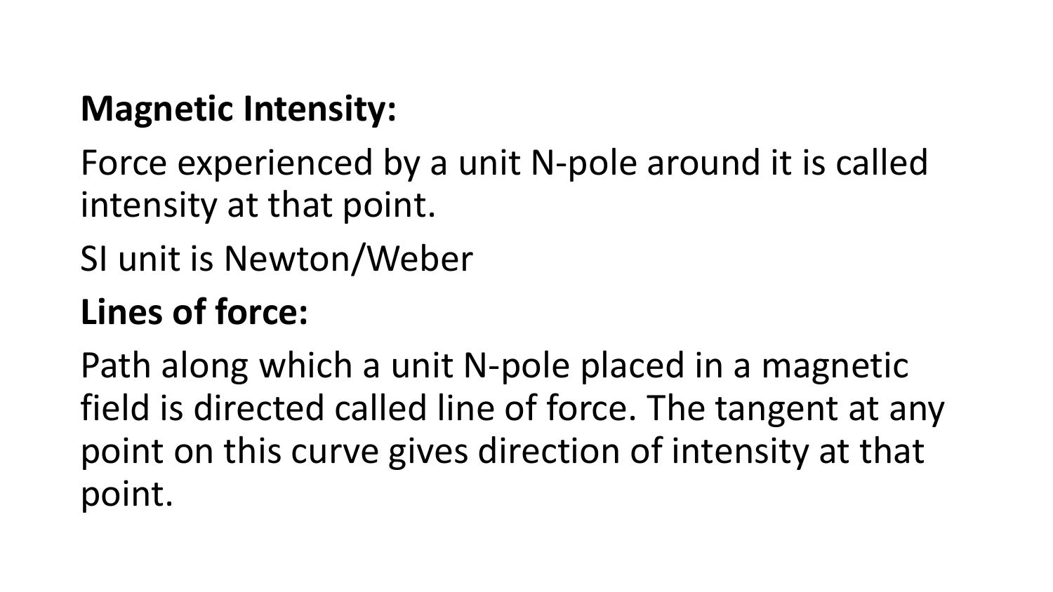**Magnetic Intensity:**

Force experienced by a unit N-pole around it is called intensity at that point.

SI unit is Newton/Weber

**Lines of force:**

Path along which a unit N-pole placed in a magnetic field is directed called line of force. The tangent at any point on this curve gives direction of intensity at that point.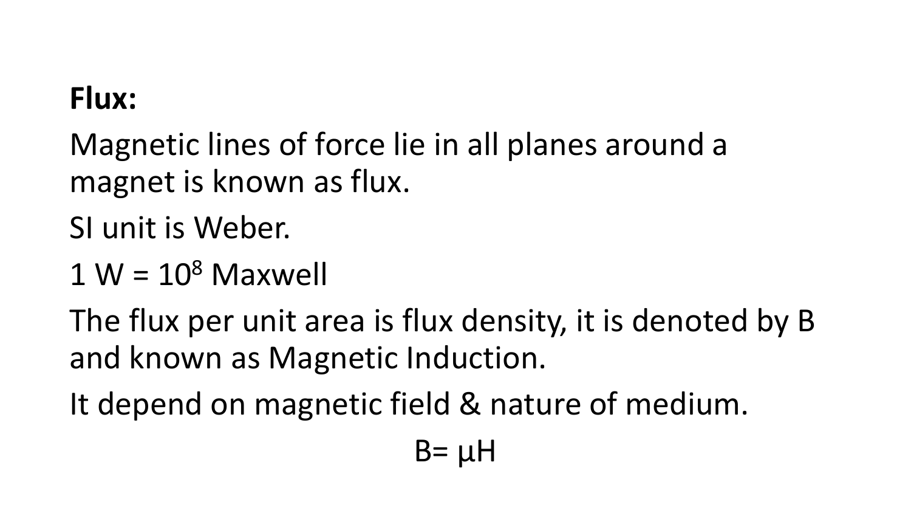**Flux:**

Magnetic lines of force lie in all planes around a magnet is known as flux.

SI unit is Weber.

1 W = $10^8$ Maxwell

The flux per unit area is flux density, it is denoted by B and known as Magnetic Induction.

It depend on magnetic field & nature of medium.

$$B= \mu H$$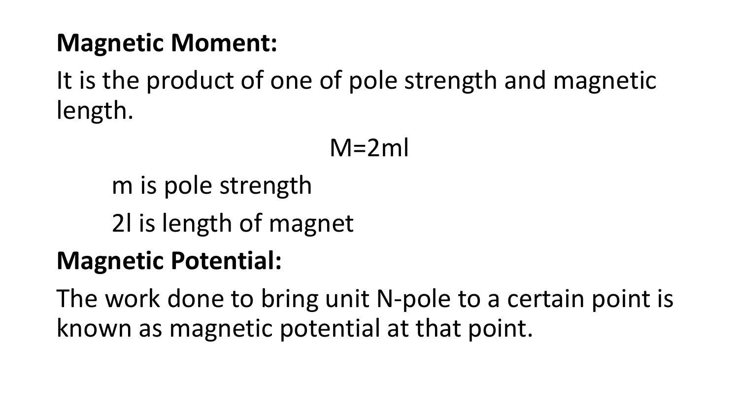**Magnetic Moment:**

It is the product of one of pole strength and magnetic length.

$$M=2ml$$

m is pole strength

2l is length of magnet

**Magnetic Potential:**

The work done to bring unit N-pole to a certain point is known as magnetic potential at that point.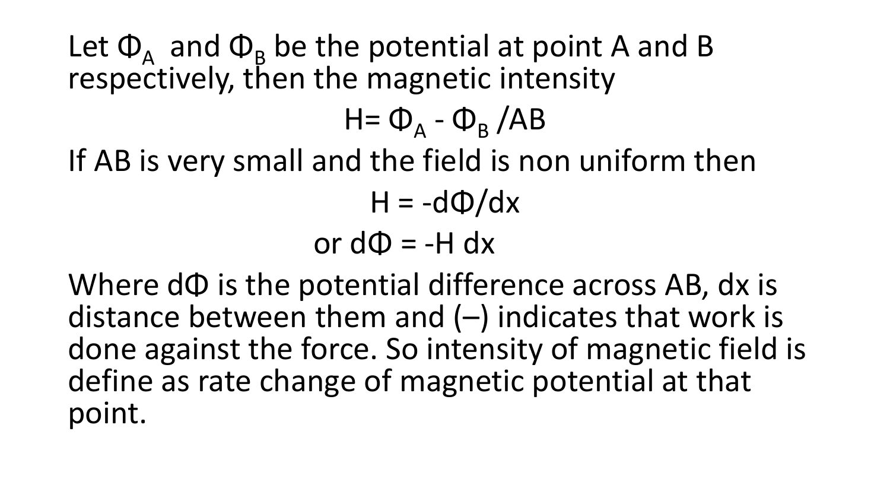Let $\Phi_A$ and $\Phi_B$ be the potential at point A and B respectively, then the magnetic intensity

$$H = \Phi_A - \Phi_B / AB$$

If AB is very small and the field is non uniform then

$$H = -d\Phi/dx$$

$$\text{or } d\Phi = -H\,dx$$

Where $d\Phi$ is the potential difference across AB, $dx$ is distance between them and (–) indicates that work is done against the force. So intensity of magnetic field is define as rate change of magnetic potential at that point.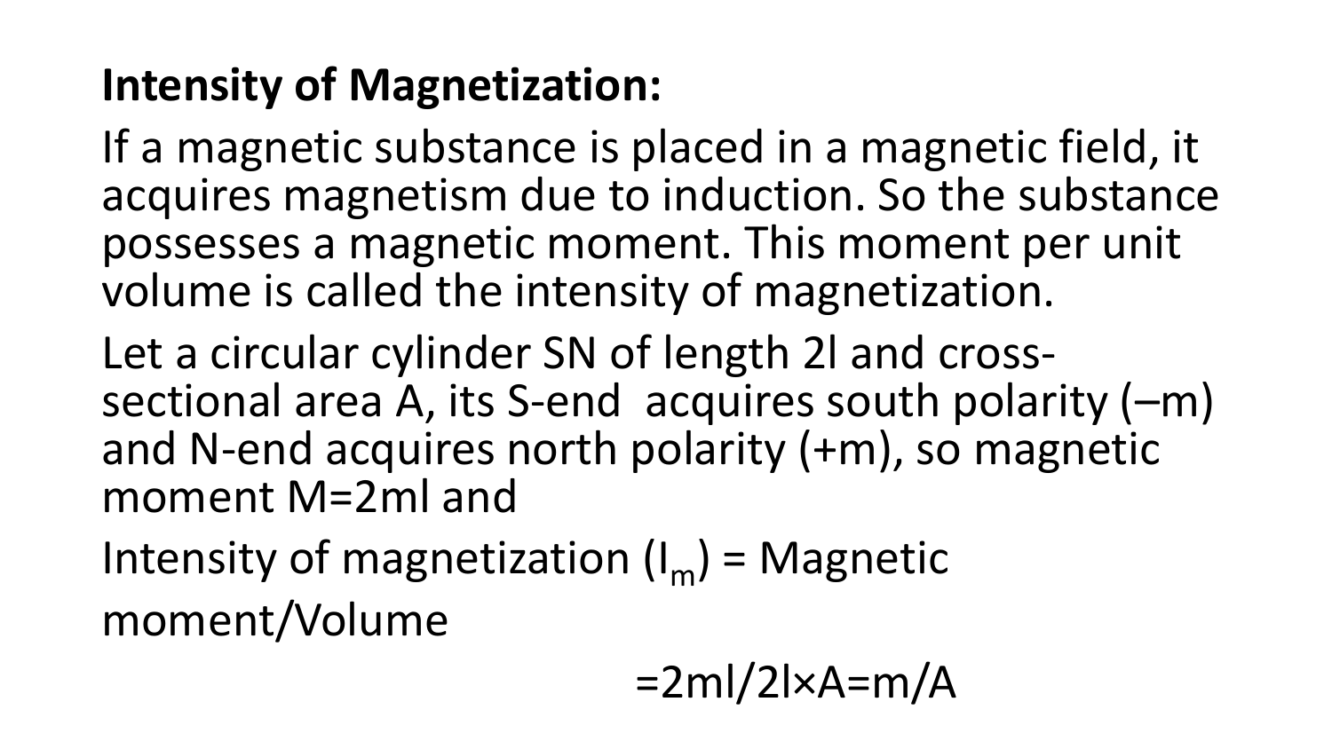**Intensity of Magnetization:**

If a magnetic substance is placed in a magnetic field, it acquires magnetism due to induction. So the substance possesses a magnetic moment. This moment per unit volume is called the intensity of magnetization.

Let a circular cylinder SN of length $2l$ and cross-sectional area $A$, its S-end acquires south polarity ($-m$) and N-end acquires north polarity ($+m$), so magnetic moment $M=2ml$ and

Intensity of magnetization ($I_m$) = Magnetic moment/Volume

$$=2ml/2l \times A=m/A$$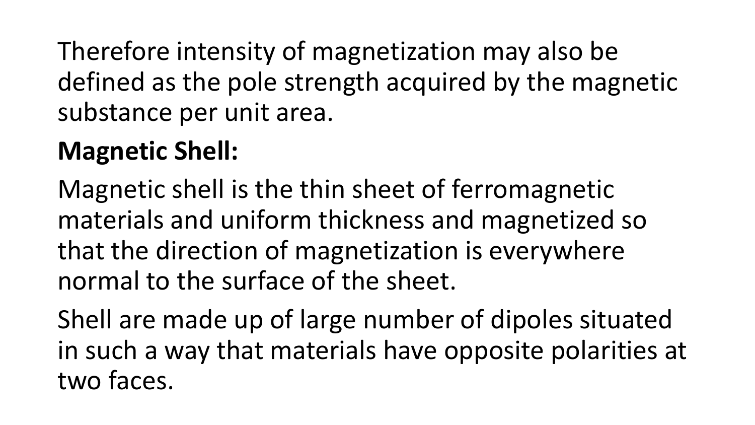Therefore intensity of magnetization may also be defined as the pole strength acquired by the magnetic substance per unit area.

**Magnetic Shell:**

Magnetic shell is the thin sheet of ferromagnetic materials and uniform thickness and magnetized so that the direction of magnetization is everywhere normal to the surface of the sheet.

Shell are made up of large number of dipoles situated in such a way that materials have opposite polarities at two faces.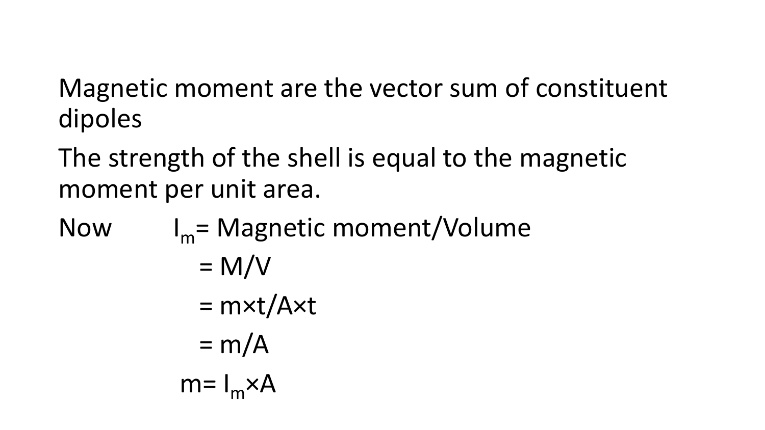Magnetic moment are the vector sum of constituent dipoles

The strength of the shell is equal to the magnetic moment per unit area.

Now $\quad I_m$= Magnetic moment/Volume

$= M/V$

$= m \times t / A \times t$

$= m/A$

$m = I_m \times A$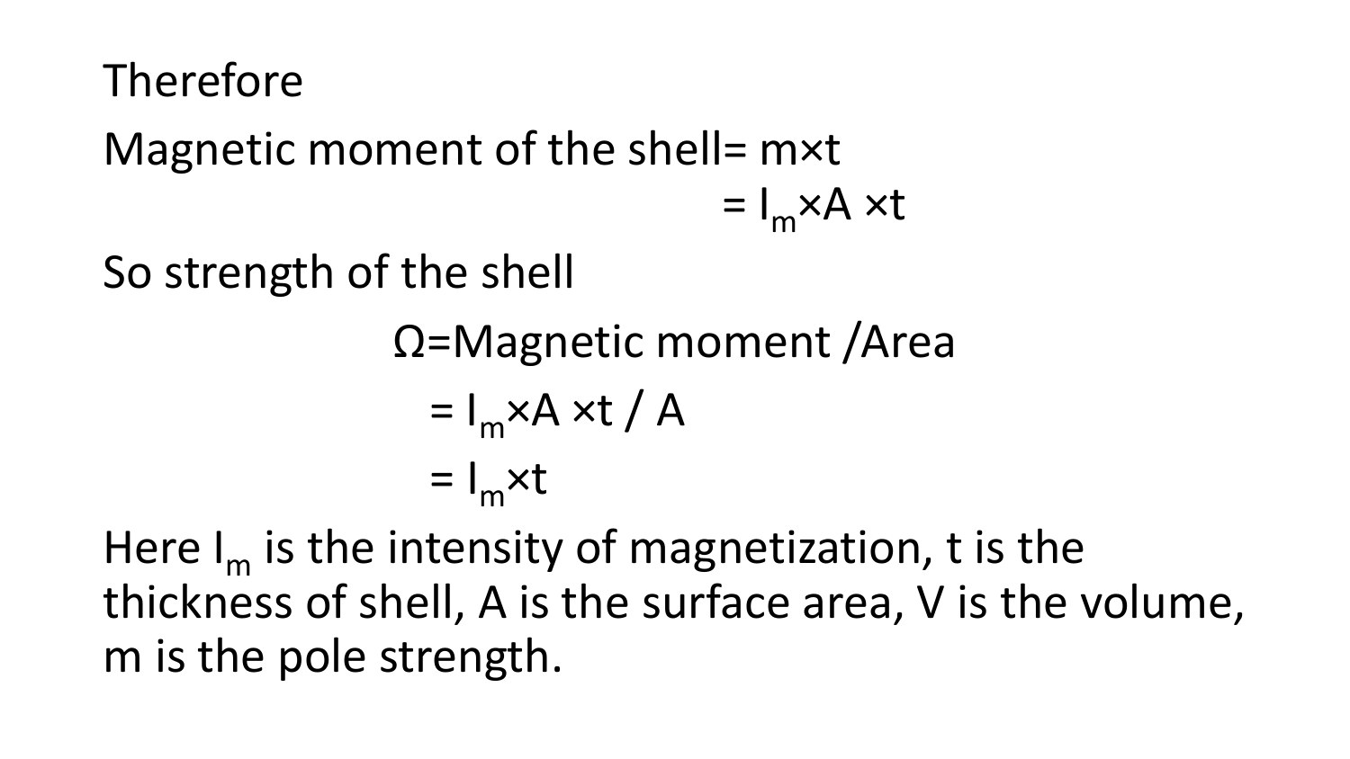Therefore

Magnetic moment of the shell $= m \times t$

$$= I_m \times A \times t$$

So strength of the shell

$$\Omega = \text{Magnetic moment / Area}$$

$$= I_m \times A \times t \,/\, A$$

$$= I_m \times t$$

Here $I_m$ is the intensity of magnetization, $t$ is the thickness of shell, $A$ is the surface area, $V$ is the volume, $m$ is the pole strength.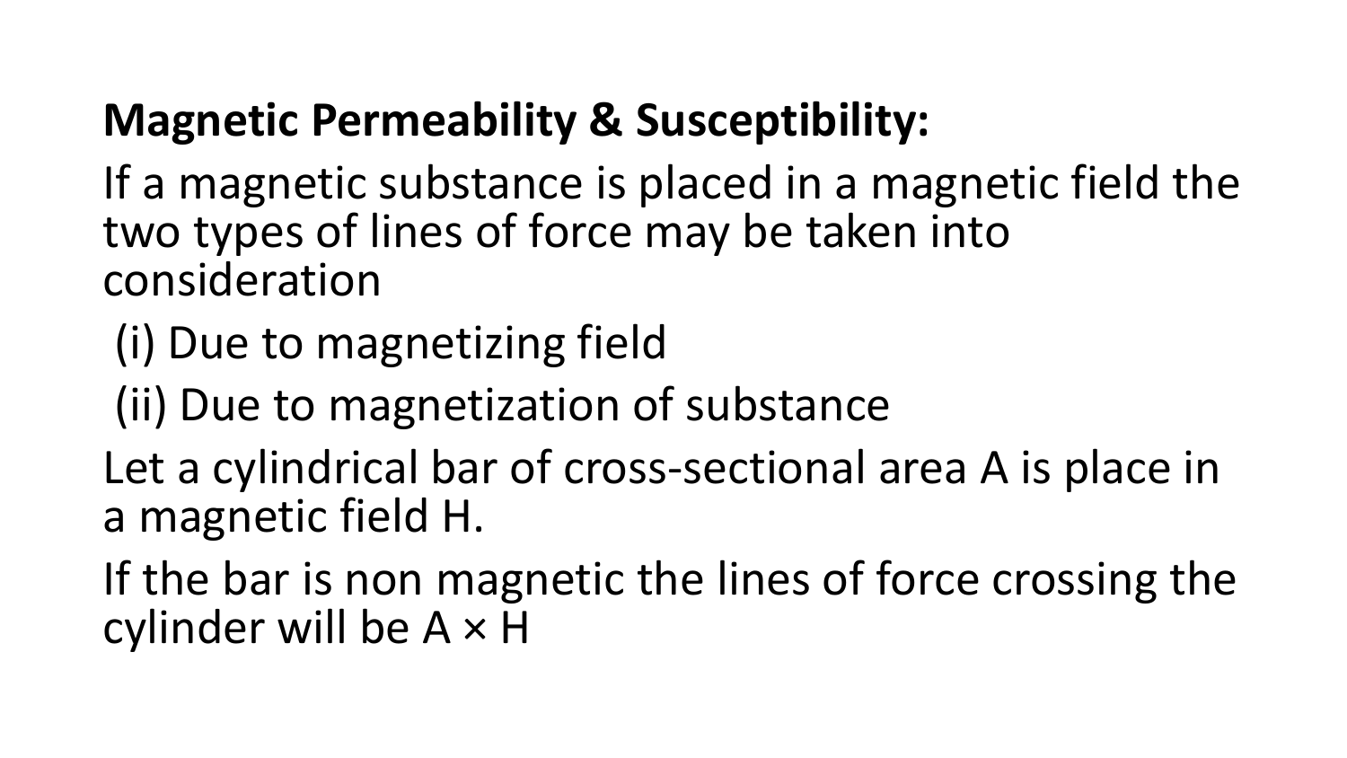**Magnetic Permeability & Susceptibility:**

If a magnetic substance is placed in a magnetic field the two types of lines of force may be taken into consideration

(i) Due to magnetizing field

(ii) Due to magnetization of substance

Let a cylindrical bar of cross-sectional area A is place in a magnetic field H.

If the bar is non magnetic the lines of force crossing the cylinder will be $A \times H$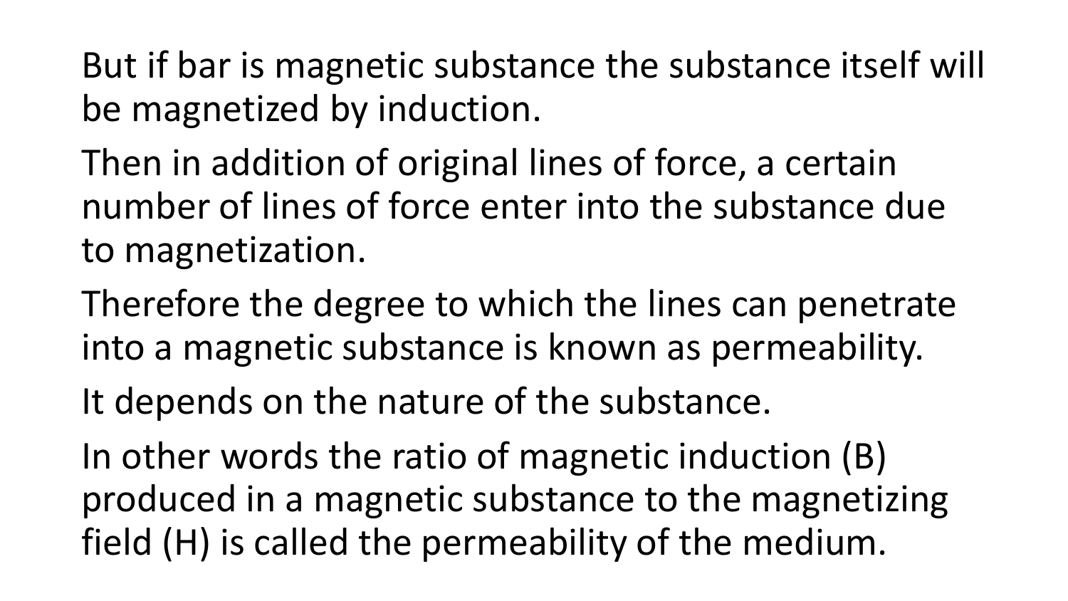But if bar is magnetic substance the substance itself will be magnetized by induction.

Then in addition of original lines of force, a certain number of lines of force enter into the substance due to magnetization.

Therefore the degree to which the lines can penetrate into a magnetic substance is known as permeability.

It depends on the nature of the substance.

In other words the ratio of magnetic induction (B) produced in a magnetic substance to the magnetizing field (H) is called the permeability of the medium.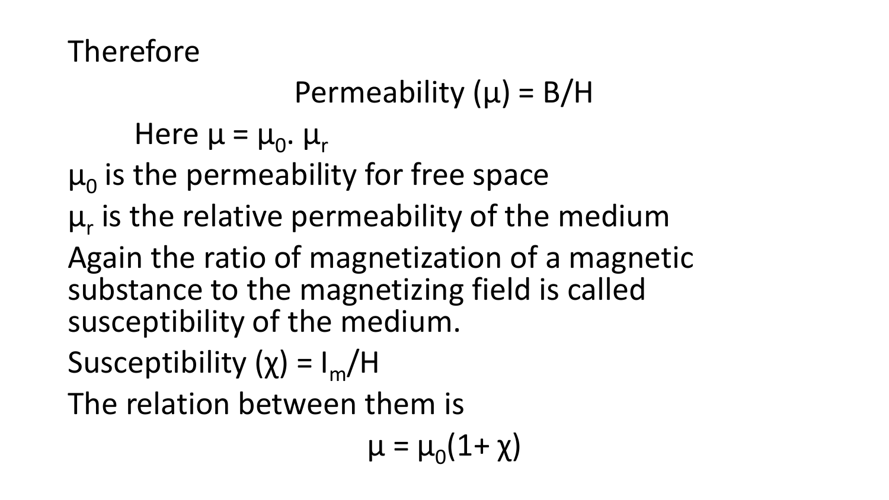Therefore

$$\text{Permeability } (\mu) = B/H$$

Here $\mu = \mu_0 . \mu_r$

$\mu_0$ is the permeability for free space

$\mu_r$ is the relative permeability of the medium

Again the ratio of magnetization of a magnetic substance to the magnetizing field is called susceptibility of the medium.

Susceptibility $(\chi) = I_m/H$

The relation between them is

$$\mu = \mu_0(1+ \chi)$$